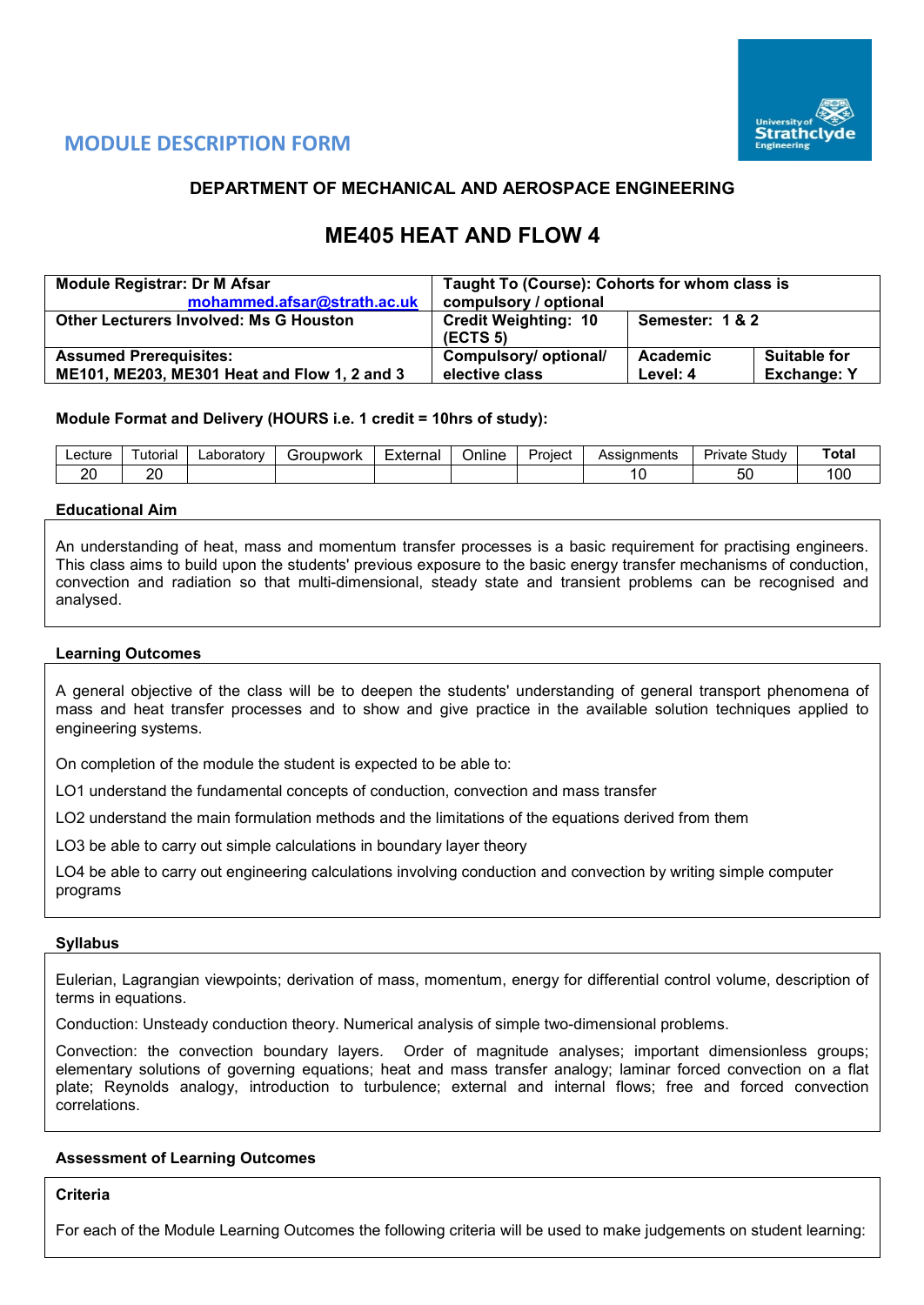## MODULE DESCRIPTION FORM

### DEPARTMENT OF MECHANICAL AND AEROSPACE ENGINEERING

# ME405 HEAT AND FLOW 4

| **Module Registrar: Dr M Afsar** mohammed.afsar@strath.ac.uk | **Taught To (Course): Cohorts for whom class is compulsory / optional** | | |
|---|---|---|---|
| **Other Lecturers Involved: Ms G Houston** | **Credit Weighting: 10 (ECTS 5)** | **Semester: 1 & 2** | |
| **Assumed Prerequisites:** **ME101, ME203, ME301 Heat and Flow 1, 2 and 3** | **Compulsory/ optional/ elective class** | **Academic Level: 4** | **Suitable for Exchange: Y** |

**Module Format and Delivery (HOURS i.e. 1 credit = 10hrs of study):**

| Lecture | Tutorial | Laboratory | Groupwork | External | Online | Project | Assignments | Private Study | **Total** |
|---|---|---|---|---|---|---|---|---|---|
| 20 | 20 | | | | | | 10 | 50 | 100 |

**Educational Aim**

An understanding of heat, mass and momentum transfer processes is a basic requirement for practising engineers. This class aims to build upon the students' previous exposure to the basic energy transfer mechanisms of conduction, convection and radiation so that multi-dimensional, steady state and transient problems can be recognised and analysed.

**Learning Outcomes**

A general objective of the class will be to deepen the students' understanding of general transport phenomena of mass and heat transfer processes and to show and give practice in the available solution techniques applied to engineering systems.

On completion of the module the student is expected to be able to:

LO1 understand the fundamental concepts of conduction, convection and mass transfer

LO2 understand the main formulation methods and the limitations of the equations derived from them

LO3 be able to carry out simple calculations in boundary layer theory

LO4 be able to carry out engineering calculations involving conduction and convection by writing simple computer programs

**Syllabus**

Eulerian, Lagrangian viewpoints; derivation of mass, momentum, energy for differential control volume, description of terms in equations.

Conduction: Unsteady conduction theory. Numerical analysis of simple two-dimensional problems.

Convection: the convection boundary layers. Order of magnitude analyses; important dimensionless groups; elementary solutions of governing equations; heat and mass transfer analogy; laminar forced convection on a flat plate; Reynolds analogy, introduction to turbulence; external and internal flows; free and forced convection correlations.

**Assessment of Learning Outcomes**

**Criteria**

For each of the Module Learning Outcomes the following criteria will be used to make judgements on student learning: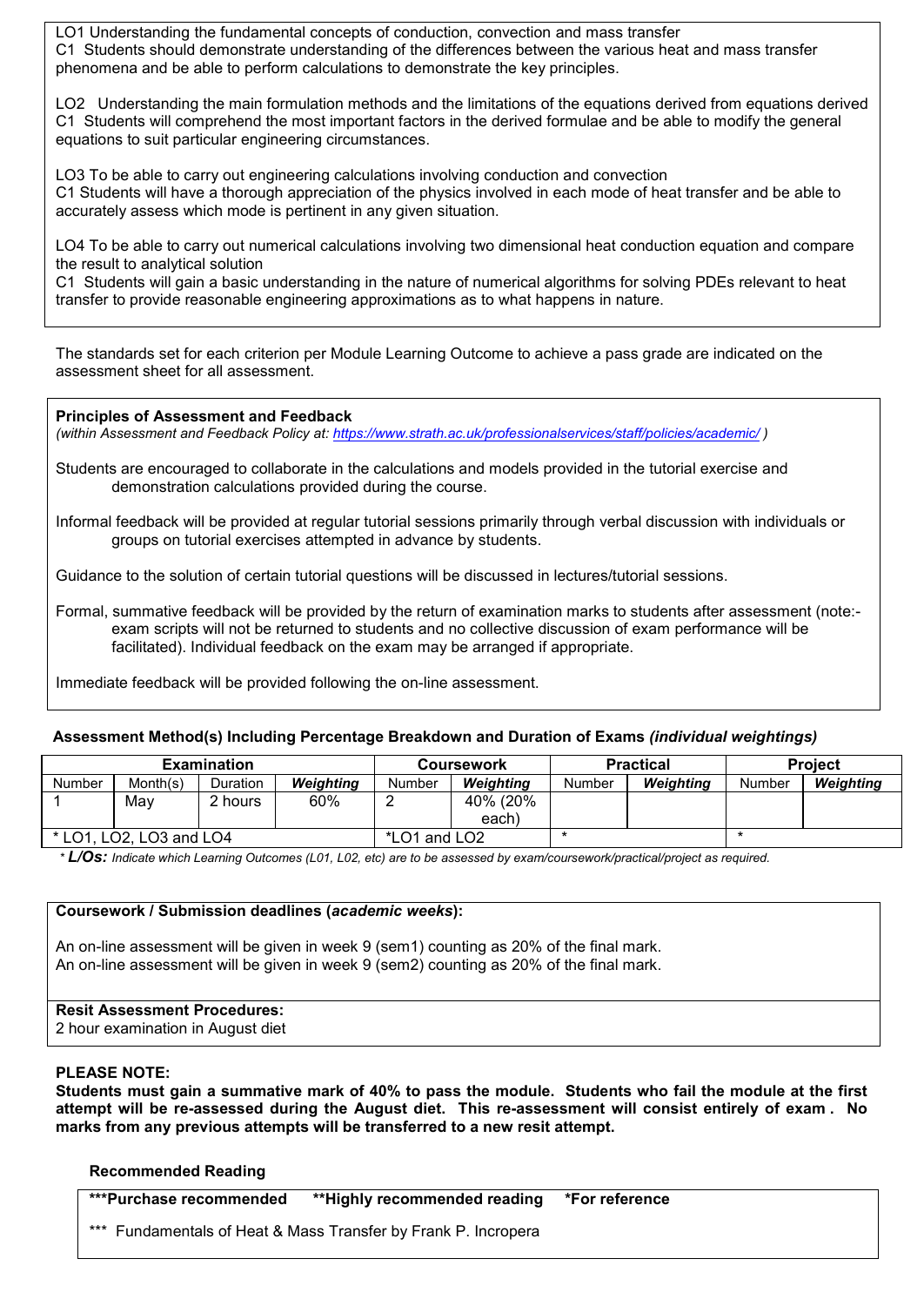LO1 Understanding the fundamental concepts of conduction, convection and mass transfer
C1 Students should demonstrate understanding of the differences between the various heat and mass transfer phenomena and be able to perform calculations to demonstrate the key principles.

LO2 Understanding the main formulation methods and the limitations of the equations derived from equations derived
C1 Students will comprehend the most important factors in the derived formulae and be able to modify the general equations to suit particular engineering circumstances.

LO3 To be able to carry out engineering calculations involving conduction and convection
C1 Students will have a thorough appreciation of the physics involved in each mode of heat transfer and be able to accurately assess which mode is pertinent in any given situation.

LO4 To be able to carry out numerical calculations involving two dimensional heat conduction equation and compare the result to analytical solution
C1 Students will gain a basic understanding in the nature of numerical algorithms for solving PDEs relevant to heat transfer to provide reasonable engineering approximations as to what happens in nature.

The standards set for each criterion per Module Learning Outcome to achieve a pass grade are indicated on the assessment sheet for all assessment.

**Principles of Assessment and Feedback**
*(within Assessment and Feedback Policy at: https://www.strath.ac.uk/professionalservices/staff/policies/academic/ )*

Students are encouraged to collaborate in the calculations and models provided in the tutorial exercise and demonstration calculations provided during the course.

Informal feedback will be provided at regular tutorial sessions primarily through verbal discussion with individuals or groups on tutorial exercises attempted in advance by students.

Guidance to the solution of certain tutorial questions will be discussed in lectures/tutorial sessions.

Formal, summative feedback will be provided by the return of examination marks to students after assessment (note:- exam scripts will not be returned to students and no collective discussion of exam performance will be facilitated). Individual feedback on the exam may be arranged if appropriate.

Immediate feedback will be provided following the on-line assessment.

**Assessment Method(s) Including Percentage Breakdown and Duration of Exams** ***(individual weightings)***

| Examination | | | | Coursework | | Practical | | Project | |
|---|---|---|---|---|---|---|---|---|---|
| Number | Month(s) | Duration | ***Weighting*** | Number | ***Weighting*** | Number | ***Weighting*** | Number | ***Weighting*** |
| 1 | May | 2 hours | 60% | 2 | 40% (20% each) | | | | |
| * LO1, LO2, LO3 and LO4 | | | | *LO1 and LO2 | | * | | * | |

*\* **L/Os:** Indicate which Learning Outcomes (L01, L02, etc) are to be assessed by exam/coursework/practical/project as required.*

**Coursework / Submission deadlines (*academic weeks*):**

An on-line assessment will be given in week 9 (sem1) counting as 20% of the final mark.
An on-line assessment will be given in week 9 (sem2) counting as 20% of the final mark.

**Resit Assessment Procedures:**
2 hour examination in August diet

**PLEASE NOTE:**
**Students must gain a summative mark of 40% to pass the module. Students who fail the module at the first attempt will be re-assessed during the August diet. This re-assessment will consist entirely of exam . No marks from any previous attempts will be transferred to a new resit attempt.**

**Recommended Reading**

**\*\*\*Purchase recommended** **\*\*Highly recommended reading** **\*For reference**

\*\*\* Fundamentals of Heat & Mass Transfer by Frank P. Incropera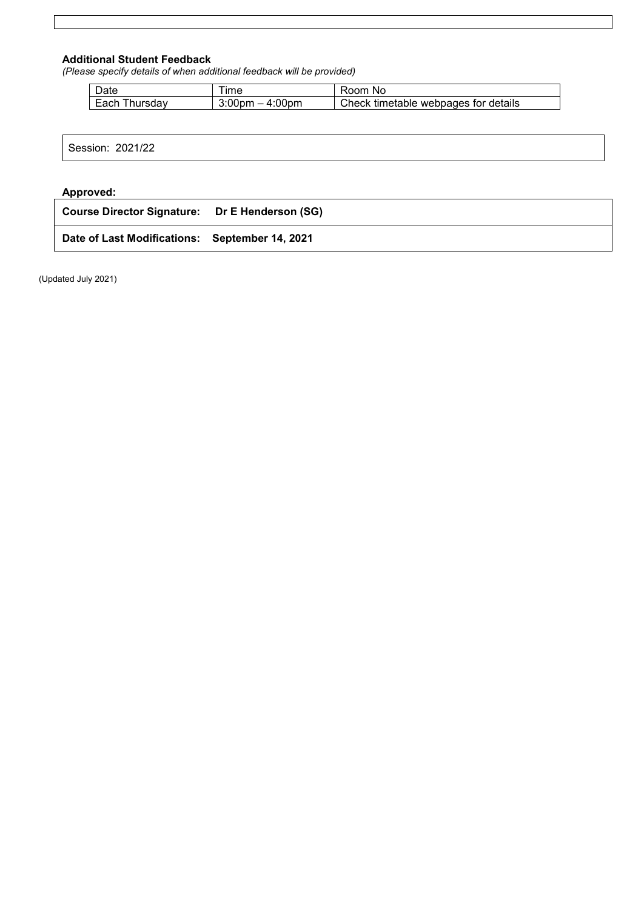**Additional Student Feedback**
*(Please specify details of when additional feedback will be provided)*

| Date | Time | Room No |
|---|---|---|
| Each Thursday | 3:00pm – 4:00pm | Check timetable webpages for details |

Session: 2021/22

**Approved:**

**Course Director Signature: Dr E Henderson (SG)**

**Date of Last Modifications: September 14, 2021**

(Updated July 2021)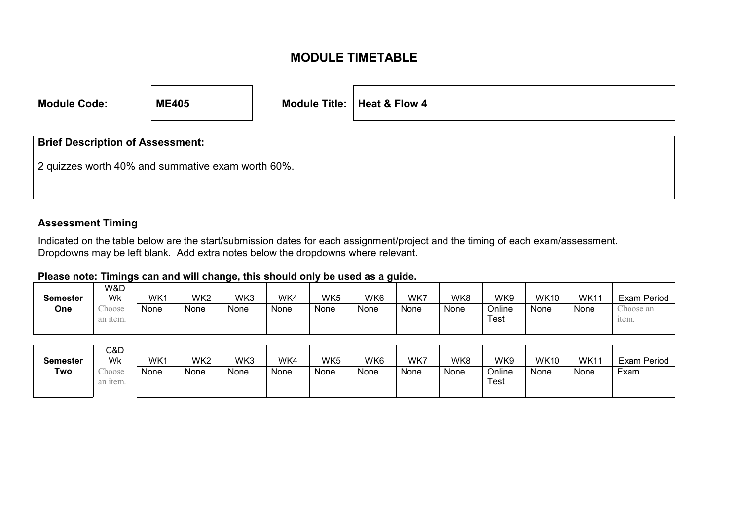# MODULE TIMETABLE

| | | | |
|---|---|---|---|
| **Module Code:** | **ME405** | **Module Title:** | **Heat & Flow 4** |

**Brief Description of Assessment:**

2 quizzes worth 40% and summative exam worth 60%.

### Assessment Timing

Indicated on the table below are the start/submission dates for each assignment/project and the timing of each exam/assessment.
Dropdowns may be left blank. Add extra notes below the dropdowns where relevant.

**Please note: Timings can and will change, this should only be used as a guide.**

| **Semester One** | W&D Wk | WK1 | WK2 | WK3 | WK4 | WK5 | WK6 | WK7 | WK8 | WK9 | WK10 | WK11 | Exam Period |
|---|---|---|---|---|---|---|---|---|---|---|---|---|---|
| | Choose an item. | None | None | None | None | None | None | None | None | Online Test | None | None | Choose an item. |

| **Semester Two** | C&D Wk | WK1 | WK2 | WK3 | WK4 | WK5 | WK6 | WK7 | WK8 | WK9 | WK10 | WK11 | Exam Period |
|---|---|---|---|---|---|---|---|---|---|---|---|---|---|
| | Choose an item. | None | None | None | None | None | None | None | None | Online Test | None | None | Exam |